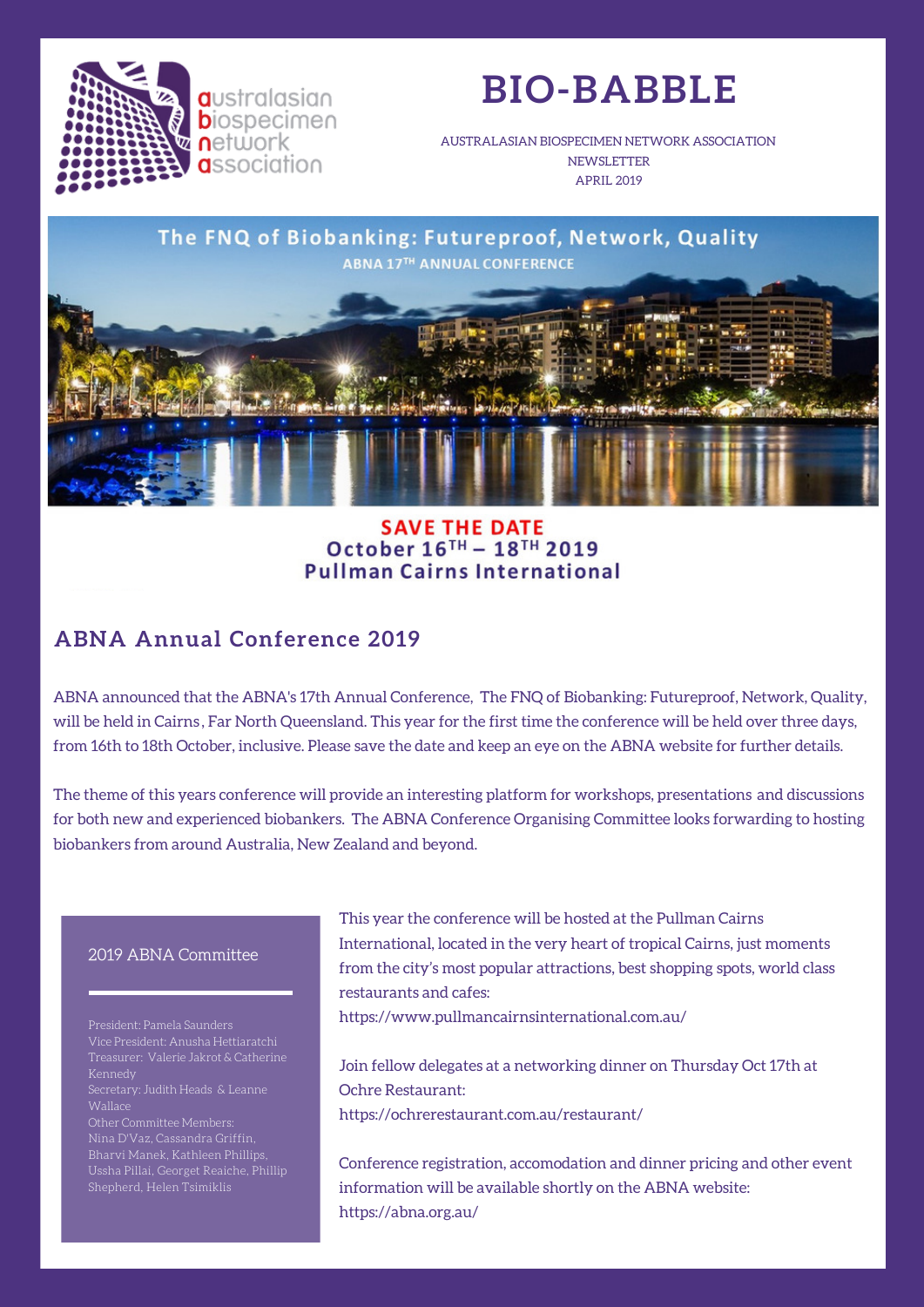# BIO-BABBLE

AUSTRALASIAN BIOSPECIMEN NETWORK ASSOCIATION
NEWSLETTER
APRIL 2019

The FNQ of Biobanking: Futureproof, Network, Quality
ABNA 17TH ANNUAL CONFERENCE

**SAVE THE DATE**
**October 16TH – 18TH 2019**
**Pullman Cairns International**

## ABNA Annual Conference 2019

ABNA announced that the ABNA's 17th Annual Conference, The FNQ of Biobanking: Futureproof, Network, Quality, will be held in Cairns , Far North Queensland. This year for the first time the conference will be held over three days, from 16th to 18th October, inclusive. Please save the date and keep an eye on the ABNA website for further details.

The theme of this years conference will provide an interesting platform for workshops, presentations and discussions for both new and experienced biobankers. The ABNA Conference Organising Committee looks forwarding to hosting biobankers from around Australia, New Zealand and beyond.

This year the conference will be hosted at the Pullman Cairns International, located in the very heart of tropical Cairns, just moments from the city's most popular attractions, best shopping spots, world class restaurants and cafes:
https://www.pullmancairnsinternational.com.au/

Join fellow delegates at a networking dinner on Thursday Oct 17th at Ochre Restaurant:
https://ochrerestaurant.com.au/restaurant/

Conference registration, accomodation and dinner pricing and other event information will be available shortly on the ABNA website:
https://abna.org.au/

### 2019 ABNA Committee

President: Pamela Saunders
Vice President: Anusha Hettiaratchi
Treasurer: Valerie Jakrot & Catherine Kennedy
Secretary: Judith Heads & Leanne Wallace
Other Committee Members:
Nina D'Vaz, Cassandra Griffin, Bharvi Manek, Kathleen Phillips, Ussha Pillai, Georget Reaiche, Phillip Shepherd, Helen Tsimiklis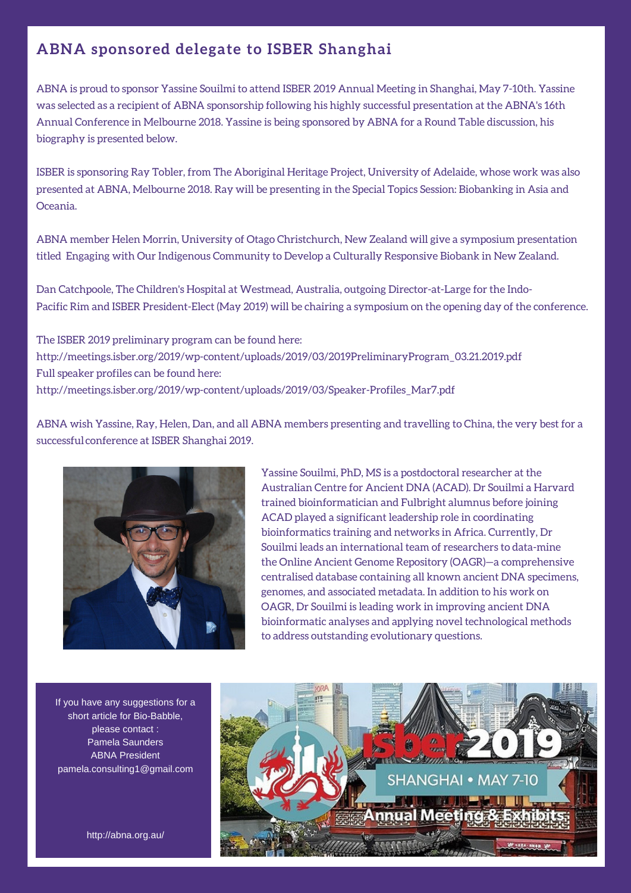## ABNA sponsored delegate to ISBER Shanghai

ABNA is proud to sponsor Yassine Souilmi to attend ISBER 2019 Annual Meeting in Shanghai, May 7-10th. Yassine was selected as a recipient of ABNA sponsorship following his highly successful presentation at the ABNA's 16th Annual Conference in Melbourne 2018. Yassine is being sponsored by ABNA for a Round Table discussion, his biography is presented below.

ISBER is sponsoring Ray Tobler, from The Aboriginal Heritage Project, University of Adelaide, whose work was also presented at ABNA, Melbourne 2018. Ray will be presenting in the Special Topics Session: Biobanking in Asia and Oceania.

ABNA member Helen Morrin, University of Otago Christchurch, New Zealand will give a symposium presentation titled Engaging with Our Indigenous Community to Develop a Culturally Responsive Biobank in New Zealand.

Dan Catchpoole, The Children's Hospital at Westmead, Australia, outgoing Director-at-Large for the Indo-Pacific Rim and ISBER President-Elect (May 2019) will be chairing a symposium on the opening day of the conference.

The ISBER 2019 preliminary program can be found here:
http://meetings.isber.org/2019/wp-content/uploads/2019/03/2019PreliminaryProgram_03.21.2019.pdf
Full speaker profiles can be found here:
http://meetings.isber.org/2019/wp-content/uploads/2019/03/Speaker-Profiles_Mar7.pdf

ABNA wish Yassine, Ray, Helen, Dan, and all ABNA members presenting and travelling to China, the very best for a successful conference at ISBER Shanghai 2019.

Yassine Souilmi, PhD, MS is a postdoctoral researcher at the Australian Centre for Ancient DNA (ACAD). Dr Souilmi a Harvard trained bioinformatician and Fulbright alumnus before joining ACAD played a significant leadership role in coordinating bioinformatics training and networks in Africa. Currently, Dr Souilmi leads an international team of researchers to data-mine the Online Ancient Genome Repository (OAGR)—a comprehensive centralised database containing all known ancient DNA specimens, genomes, and associated metadata. In addition to his work on OAGR, Dr Souilmi is leading work in improving ancient DNA bioinformatic analyses and applying novel technological methods to address outstanding evolutionary questions.

If you have any suggestions for a short article for Bio-Babble, please contact :
Pamela Saunders
ABNA President
pamela.consulting1@gmail.com

http://abna.org.au/

isber 2019
SHANGHAI • MAY 7-10
Annual Meeting & Exhibits